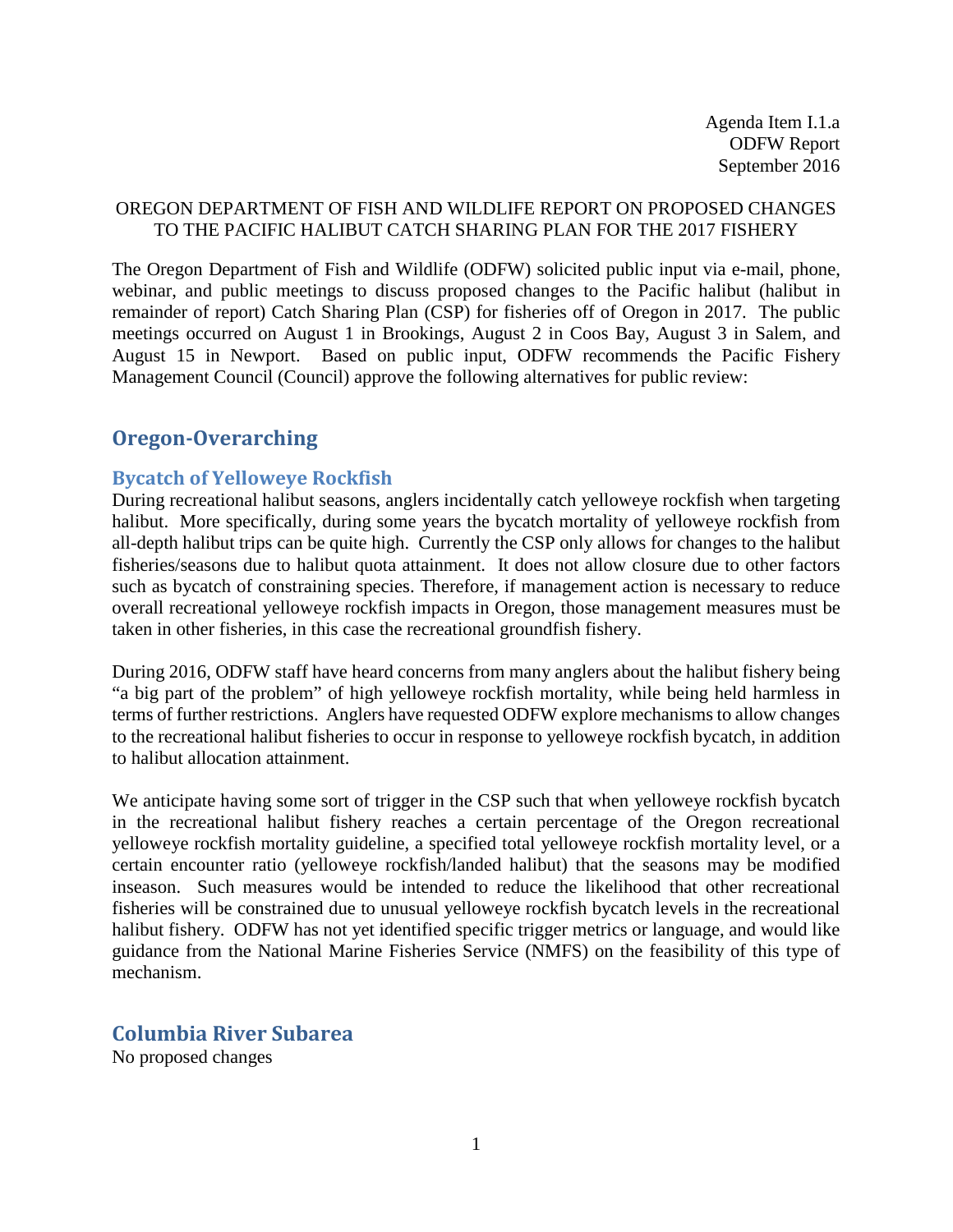Agenda Item I.1.a
ODFW Report
September 2016

OREGON DEPARTMENT OF FISH AND WILDLIFE REPORT ON PROPOSED CHANGES TO THE PACIFIC HALIBUT CATCH SHARING PLAN FOR THE 2017 FISHERY

The Oregon Department of Fish and Wildlife (ODFW) solicited public input via e-mail, phone, webinar, and public meetings to discuss proposed changes to the Pacific halibut (halibut in remainder of report) Catch Sharing Plan (CSP) for fisheries off of Oregon in 2017. The public meetings occurred on August 1 in Brookings, August 2 in Coos Bay, August 3 in Salem, and August 15 in Newport. Based on public input, ODFW recommends the Pacific Fishery Management Council (Council) approve the following alternatives for public review:

## Oregon-Overarching

### Bycatch of Yelloweye Rockfish

During recreational halibut seasons, anglers incidentally catch yelloweye rockfish when targeting halibut. More specifically, during some years the bycatch mortality of yelloweye rockfish from all-depth halibut trips can be quite high. Currently the CSP only allows for changes to the halibut fisheries/seasons due to halibut quota attainment. It does not allow closure due to other factors such as bycatch of constraining species. Therefore, if management action is necessary to reduce overall recreational yelloweye rockfish impacts in Oregon, those management measures must be taken in other fisheries, in this case the recreational groundfish fishery.

During 2016, ODFW staff have heard concerns from many anglers about the halibut fishery being "a big part of the problem" of high yelloweye rockfish mortality, while being held harmless in terms of further restrictions. Anglers have requested ODFW explore mechanisms to allow changes to the recreational halibut fisheries to occur in response to yelloweye rockfish bycatch, in addition to halibut allocation attainment.

We anticipate having some sort of trigger in the CSP such that when yelloweye rockfish bycatch in the recreational halibut fishery reaches a certain percentage of the Oregon recreational yelloweye rockfish mortality guideline, a specified total yelloweye rockfish mortality level, or a certain encounter ratio (yelloweye rockfish/landed halibut) that the seasons may be modified inseason. Such measures would be intended to reduce the likelihood that other recreational fisheries will be constrained due to unusual yelloweye rockfish bycatch levels in the recreational halibut fishery. ODFW has not yet identified specific trigger metrics or language, and would like guidance from the National Marine Fisheries Service (NMFS) on the feasibility of this type of mechanism.

## Columbia River Subarea

No proposed changes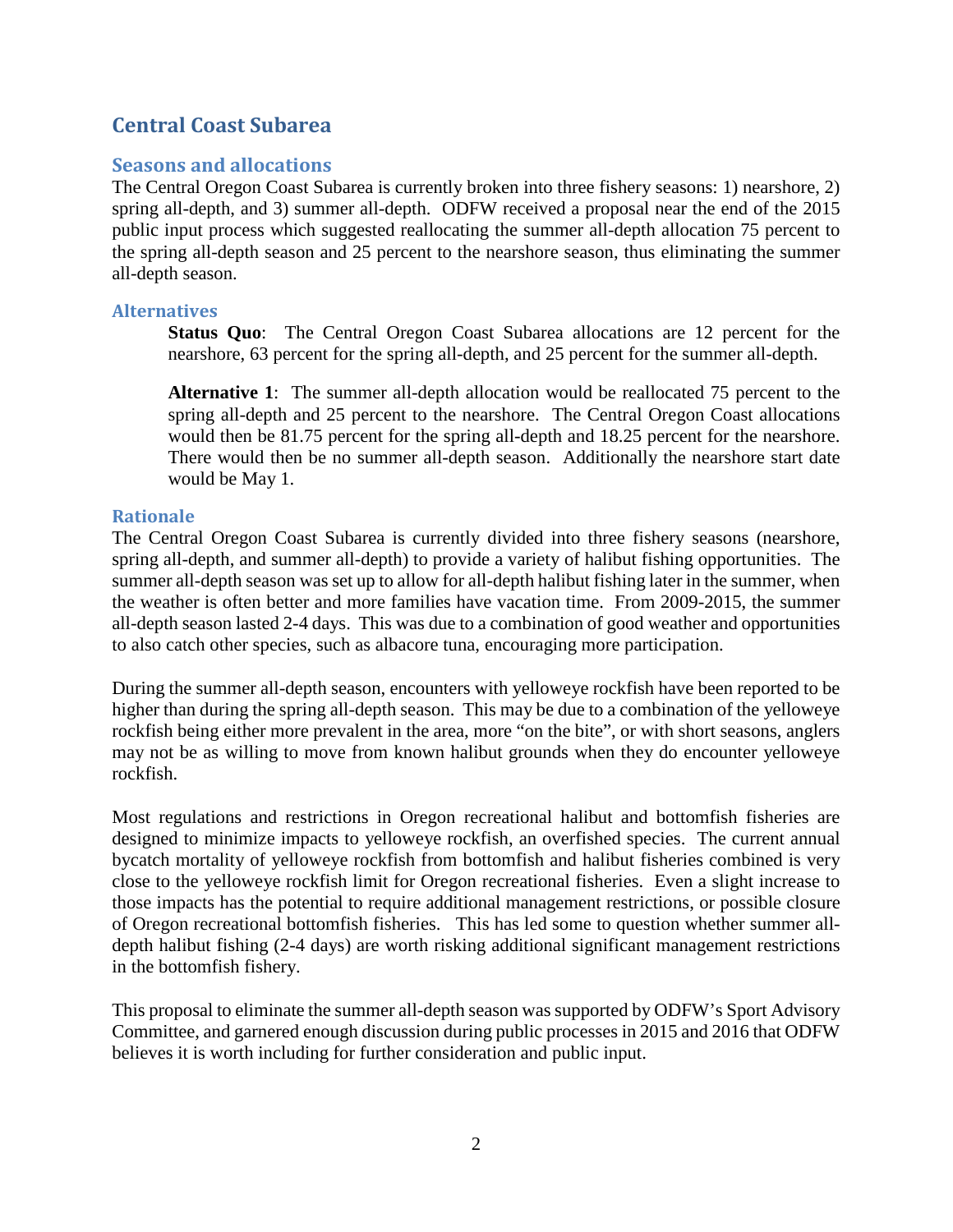## Central Coast Subarea

### Seasons and allocations

The Central Oregon Coast Subarea is currently broken into three fishery seasons: 1) nearshore, 2) spring all-depth, and 3) summer all-depth. ODFW received a proposal near the end of the 2015 public input process which suggested reallocating the summer all-depth allocation 75 percent to the spring all-depth season and 25 percent to the nearshore season, thus eliminating the summer all-depth season.

### Alternatives

> **Status Quo**: The Central Oregon Coast Subarea allocations are 12 percent for the nearshore, 63 percent for the spring all-depth, and 25 percent for the summer all-depth.
>
> **Alternative 1**: The summer all-depth allocation would be reallocated 75 percent to the spring all-depth and 25 percent to the nearshore. The Central Oregon Coast allocations would then be 81.75 percent for the spring all-depth and 18.25 percent for the nearshore. There would then be no summer all-depth season. Additionally the nearshore start date would be May 1.

### Rationale

The Central Oregon Coast Subarea is currently divided into three fishery seasons (nearshore, spring all-depth, and summer all-depth) to provide a variety of halibut fishing opportunities. The summer all-depth season was set up to allow for all-depth halibut fishing later in the summer, when the weather is often better and more families have vacation time. From 2009-2015, the summer all-depth season lasted 2-4 days. This was due to a combination of good weather and opportunities to also catch other species, such as albacore tuna, encouraging more participation.

During the summer all-depth season, encounters with yelloweye rockfish have been reported to be higher than during the spring all-depth season. This may be due to a combination of the yelloweye rockfish being either more prevalent in the area, more "on the bite", or with short seasons, anglers may not be as willing to move from known halibut grounds when they do encounter yelloweye rockfish.

Most regulations and restrictions in Oregon recreational halibut and bottomfish fisheries are designed to minimize impacts to yelloweye rockfish, an overfished species. The current annual bycatch mortality of yelloweye rockfish from bottomfish and halibut fisheries combined is very close to the yelloweye rockfish limit for Oregon recreational fisheries. Even a slight increase to those impacts has the potential to require additional management restrictions, or possible closure of Oregon recreational bottomfish fisheries. This has led some to question whether summer all-depth halibut fishing (2-4 days) are worth risking additional significant management restrictions in the bottomfish fishery.

This proposal to eliminate the summer all-depth season was supported by ODFW's Sport Advisory Committee, and garnered enough discussion during public processes in 2015 and 2016 that ODFW believes it is worth including for further consideration and public input.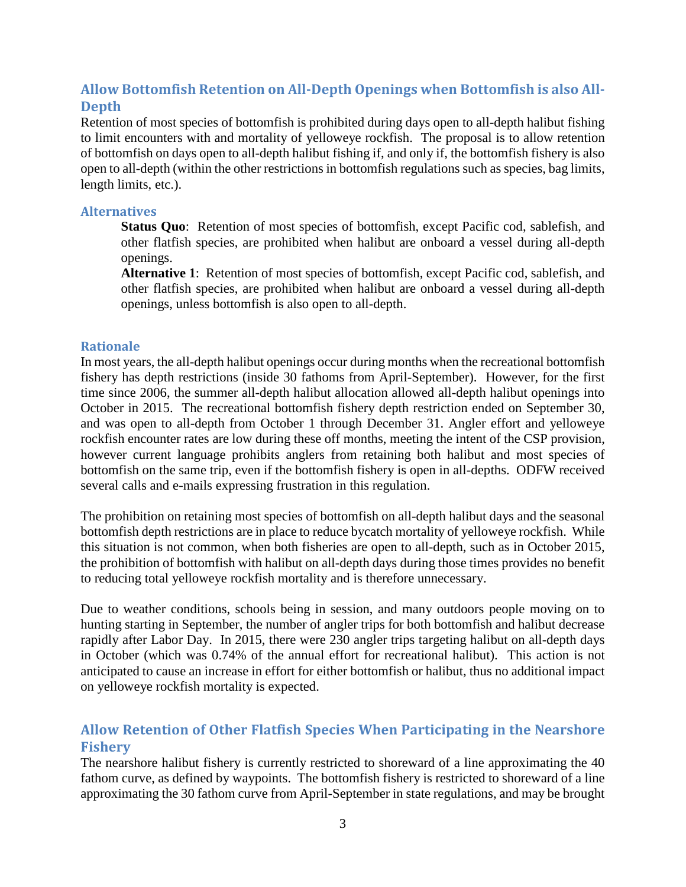## Allow Bottomfish Retention on All-Depth Openings when Bottomfish is also All-Depth

Retention of most species of bottomfish is prohibited during days open to all-depth halibut fishing to limit encounters with and mortality of yelloweye rockfish. The proposal is to allow retention of bottomfish on days open to all-depth halibut fishing if, and only if, the bottomfish fishery is also open to all-depth (within the other restrictions in bottomfish regulations such as species, bag limits, length limits, etc.).

### Alternatives

**Status Quo**: Retention of most species of bottomfish, except Pacific cod, sablefish, and other flatfish species, are prohibited when halibut are onboard a vessel during all-depth openings.

**Alternative 1**: Retention of most species of bottomfish, except Pacific cod, sablefish, and other flatfish species, are prohibited when halibut are onboard a vessel during all-depth openings, unless bottomfish is also open to all-depth.

### Rationale

In most years, the all-depth halibut openings occur during months when the recreational bottomfish fishery has depth restrictions (inside 30 fathoms from April-September). However, for the first time since 2006, the summer all-depth halibut allocation allowed all-depth halibut openings into October in 2015. The recreational bottomfish fishery depth restriction ended on September 30, and was open to all-depth from October 1 through December 31. Angler effort and yelloweye rockfish encounter rates are low during these off months, meeting the intent of the CSP provision, however current language prohibits anglers from retaining both halibut and most species of bottomfish on the same trip, even if the bottomfish fishery is open in all-depths. ODFW received several calls and e-mails expressing frustration in this regulation.

The prohibition on retaining most species of bottomfish on all-depth halibut days and the seasonal bottomfish depth restrictions are in place to reduce bycatch mortality of yelloweye rockfish. While this situation is not common, when both fisheries are open to all-depth, such as in October 2015, the prohibition of bottomfish with halibut on all-depth days during those times provides no benefit to reducing total yelloweye rockfish mortality and is therefore unnecessary.

Due to weather conditions, schools being in session, and many outdoors people moving on to hunting starting in September, the number of angler trips for both bottomfish and halibut decrease rapidly after Labor Day. In 2015, there were 230 angler trips targeting halibut on all-depth days in October (which was 0.74% of the annual effort for recreational halibut). This action is not anticipated to cause an increase in effort for either bottomfish or halibut, thus no additional impact on yelloweye rockfish mortality is expected.

## Allow Retention of Other Flatfish Species When Participating in the Nearshore Fishery

The nearshore halibut fishery is currently restricted to shoreward of a line approximating the 40 fathom curve, as defined by waypoints. The bottomfish fishery is restricted to shoreward of a line approximating the 30 fathom curve from April-September in state regulations, and may be brought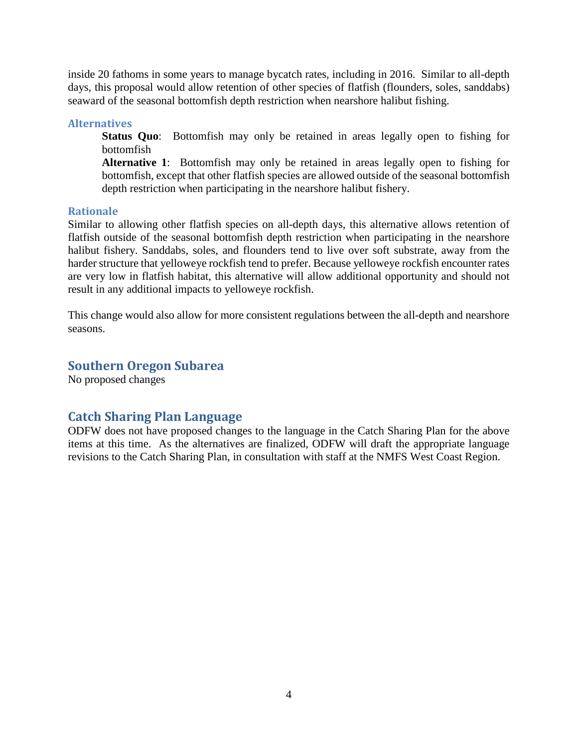inside 20 fathoms in some years to manage bycatch rates, including in 2016. Similar to all-depth days, this proposal would allow retention of other species of flatfish (flounders, soles, sanddabs) seaward of the seasonal bottomfish depth restriction when nearshore halibut fishing.

### Alternatives

**Status Quo**: Bottomfish may only be retained in areas legally open to fishing for bottomfish

**Alternative 1**: Bottomfish may only be retained in areas legally open to fishing for bottomfish, except that other flatfish species are allowed outside of the seasonal bottomfish depth restriction when participating in the nearshore halibut fishery.

### Rationale

Similar to allowing other flatfish species on all-depth days, this alternative allows retention of flatfish outside of the seasonal bottomfish depth restriction when participating in the nearshore halibut fishery. Sanddabs, soles, and flounders tend to live over soft substrate, away from the harder structure that yelloweye rockfish tend to prefer. Because yelloweye rockfish encounter rates are very low in flatfish habitat, this alternative will allow additional opportunity and should not result in any additional impacts to yelloweye rockfish.

This change would also allow for more consistent regulations between the all-depth and nearshore seasons.

## Southern Oregon Subarea

No proposed changes

## Catch Sharing Plan Language

ODFW does not have proposed changes to the language in the Catch Sharing Plan for the above items at this time. As the alternatives are finalized, ODFW will draft the appropriate language revisions to the Catch Sharing Plan, in consultation with staff at the NMFS West Coast Region.